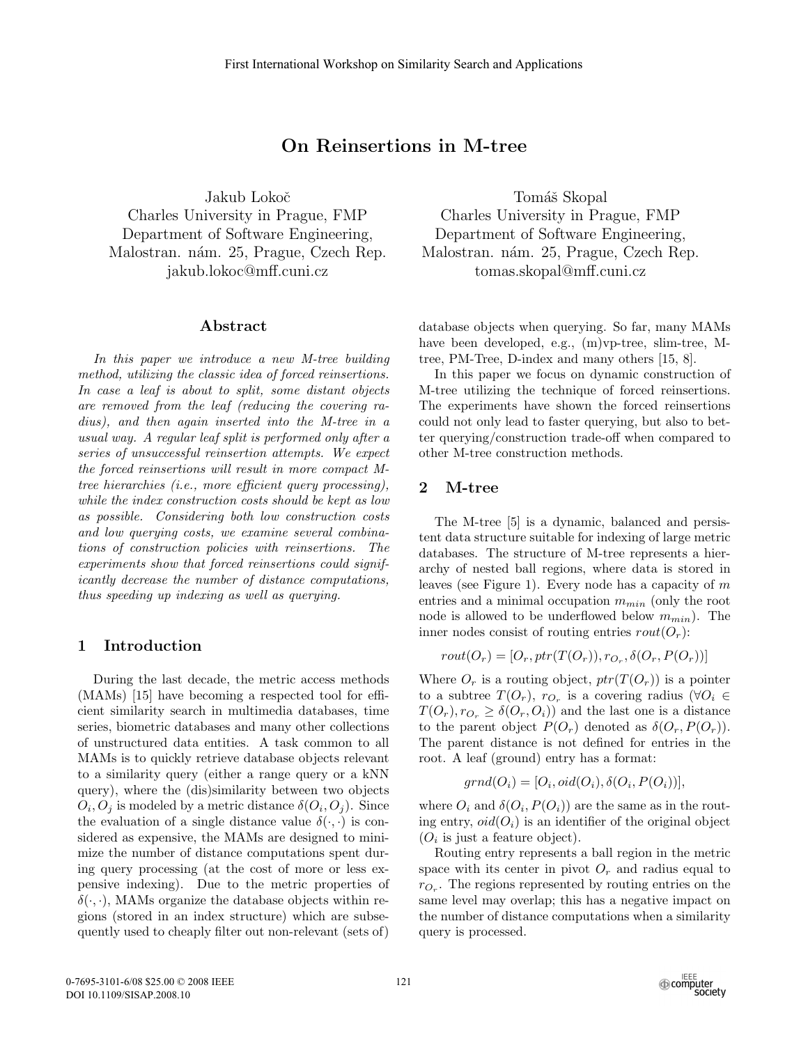First International Workshop on Similarity Search and Applications

# On Reinsertions in M-tree

Jakub Lokoč
Charles University in Prague, FMP
Department of Software Engineering,
Malostran. nám. 25, Prague, Czech Rep.
jakub.lokoc@mff.cuni.cz

Tomáš Skopal
Charles University in Prague, FMP
Department of Software Engineering,
Malostran. nám. 25, Prague, Czech Rep.
tomas.skopal@mff.cuni.cz

## Abstract

*In this paper we introduce a new M-tree building method, utilizing the classic idea of forced reinsertions. In case a leaf is about to split, some distant objects are removed from the leaf (reducing the covering radius), and then again inserted into the M-tree in a usual way. A regular leaf split is performed only after a series of unsuccessful reinsertion attempts. We expect the forced reinsertions will result in more compact M-tree hierarchies (i.e., more efficient query processing), while the index construction costs should be kept as low as possible. Considering both low construction costs and low querying costs, we examine several combinations of construction policies with reinsertions. The experiments show that forced reinsertions could significantly decrease the number of distance computations, thus speeding up indexing as well as querying.*

## 1 Introduction

During the last decade, the metric access methods (MAMs) [15] have becoming a respected tool for efficient similarity search in multimedia databases, time series, biometric databases and many other collections of unstructured data entities. A task common to all MAMs is to quickly retrieve database objects relevant to a similarity query (either a range query or a kNN query), where the (dis)similarity between two objects $O_i, O_j$ is modeled by a metric distance $\delta(O_i, O_j)$. Since the evaluation of a single distance value $\delta(\cdot, \cdot)$ is considered as expensive, the MAMs are designed to minimize the number of distance computations spent during query processing (at the cost of more or less expensive indexing). Due to the metric properties of $\delta(\cdot, \cdot)$, MAMs organize the database objects within regions (stored in an index structure) which are subsequently used to cheaply filter out non-relevant (sets of) database objects when querying. So far, many MAMs have been developed, e.g., (m)vp-tree, slim-tree, M-tree, PM-Tree, D-index and many others [15, 8].

In this paper we focus on dynamic construction of M-tree utilizing the technique of forced reinsertions. The experiments have shown the forced reinsertions could not only lead to faster querying, but also to better querying/construction trade-off when compared to other M-tree construction methods.

## 2 M-tree

The M-tree [5] is a dynamic, balanced and persistent data structure suitable for indexing of large metric databases. The structure of M-tree represents a hierarchy of nested ball regions, where data is stored in leaves (see Figure 1). Every node has a capacity of $m$ entries and a minimal occupation $m_{min}$ (only the root node is allowed to be underflowed below $m_{min}$). The inner nodes consist of routing entries $rout(O_r)$:

$$rout(O_r) = [O_r, ptr(T(O_r)), r_{O_r}, \delta(O_r, P(O_r))]$$

Where $O_r$ is a routing object, $ptr(T(O_r))$ is a pointer to a subtree $T(O_r)$, $r_{O_r}$ is a covering radius ($\forall O_i \in T(O_r), r_{O_r} \geq \delta(O_r, O_i)$) and the last one is a distance to the parent object $P(O_r)$ denoted as $\delta(O_r, P(O_r))$. The parent distance is not defined for entries in the root. A leaf (ground) entry has a format:

$$grnd(O_i) = [O_i, oid(O_i), \delta(O_i, P(O_i))],$$

where $O_i$ and $\delta(O_i, P(O_i))$ are the same as in the routing entry, $oid(O_i)$ is an identifier of the original object ($O_i$ is just a feature object).

Routing entry represents a ball region in the metric space with its center in pivot $O_r$ and radius equal to $r_{O_r}$. The regions represented by routing entries on the same level may overlap; this has a negative impact on the number of distance computations when a similarity query is processed.

0-7695-3101-6/08 $25.00 © 2008 IEEE
DOI 10.1109/SISAP.2008.10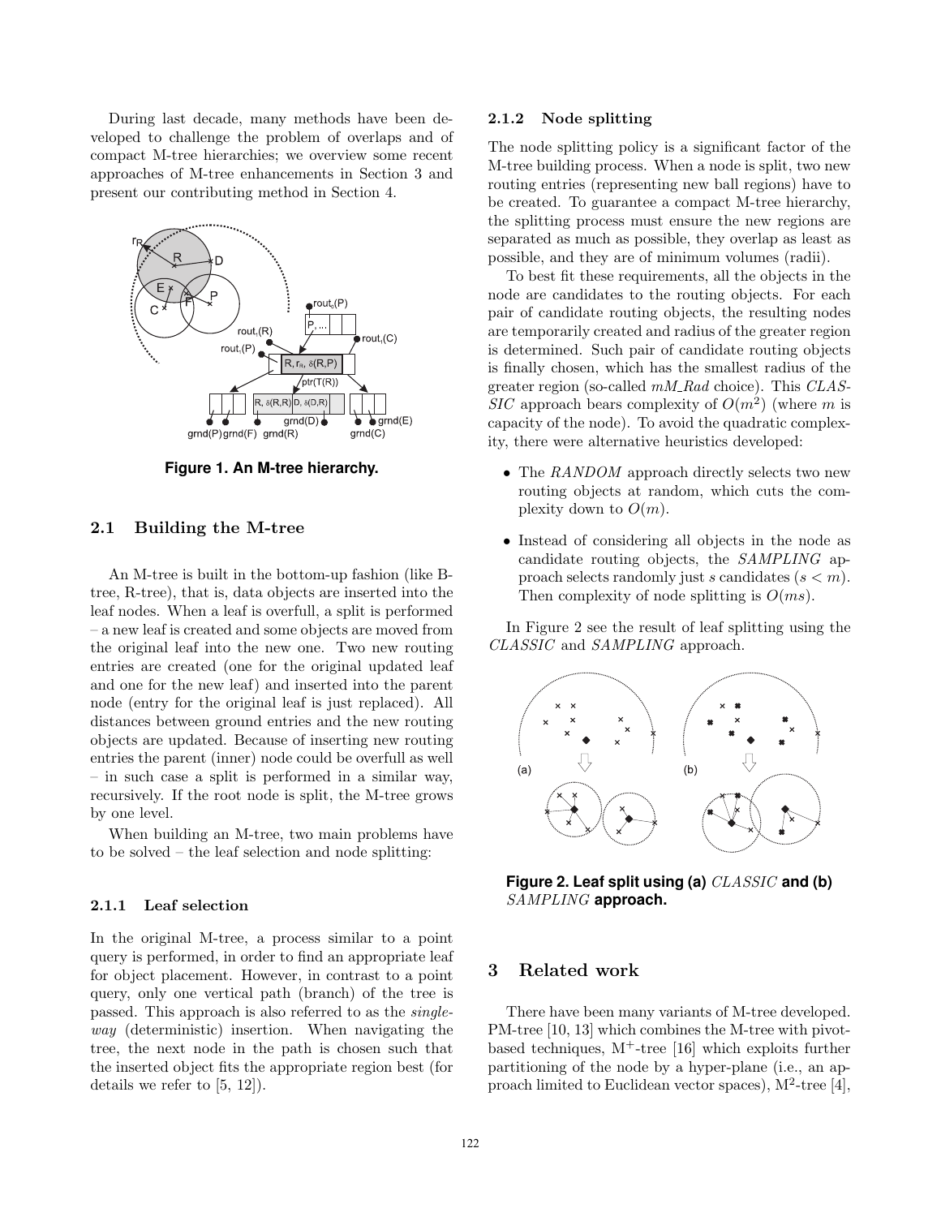During last decade, many methods have been developed to challenge the problem of overlaps and of compact M-tree hierarchies; we overview some recent approaches of M-tree enhancements in Section 3 and present our contributing method in Section 4.

**Figure 1. An M-tree hierarchy.**

## 2.1 Building the M-tree

An M-tree is built in the bottom-up fashion (like B-tree, R-tree), that is, data objects are inserted into the leaf nodes. When a leaf is overfull, a split is performed – a new leaf is created and some objects are moved from the original leaf into the new one. Two new routing entries are created (one for the original updated leaf and one for the new leaf) and inserted into the parent node (entry for the original leaf is just replaced). All distances between ground entries and the new routing objects are updated. Because of inserting new routing entries the parent (inner) node could be overfull as well – in such case a split is performed in a similar way, recursively. If the root node is split, the M-tree grows by one level.

When building an M-tree, two main problems have to be solved – the leaf selection and node splitting:

### 2.1.1 Leaf selection

In the original M-tree, a process similar to a point query is performed, in order to find an appropriate leaf for object placement. However, in contrast to a point query, only one vertical path (branch) of the tree is passed. This approach is also referred to as the *single-way* (deterministic) insertion. When navigating the tree, the next node in the path is chosen such that the inserted object fits the appropriate region best (for details we refer to [5, 12]).

### 2.1.2 Node splitting

The node splitting policy is a significant factor of the M-tree building process. When a node is split, two new routing entries (representing new ball regions) have to be created. To guarantee a compact M-tree hierarchy, the splitting process must ensure the new regions are separated as much as possible, they overlap as least as possible, and they are of minimum volumes (radii).

To best fit these requirements, all the objects in the node are candidates to the routing objects. For each pair of candidate routing objects, the resulting nodes are temporarily created and radius of the greater region is determined. Such pair of candidate routing objects is finally chosen, which has the smallest radius of the greater region (so-called *mM_Rad* choice). This *CLASSIC* approach bears complexity of $O(m^2)$ (where $m$ is capacity of the node). To avoid the quadratic complexity, there were alternative heuristics developed:

- The *RANDOM* approach directly selects two new routing objects at random, which cuts the complexity down to $O(m)$.
- Instead of considering all objects in the node as candidate routing objects, the *SAMPLING* approach selects randomly just $s$ candidates ($s < m$). Then complexity of node splitting is $O(ms)$.

In Figure 2 see the result of leaf splitting using the *CLASSIC* and *SAMPLING* approach.

**Figure 2. Leaf split using (a)** *CLASSIC* **and (b)** *SAMPLING* **approach.**

## 3 Related work

There have been many variants of M-tree developed. PM-tree [10, 13] which combines the M-tree with pivot-based techniques, $M^+$-tree [16] which exploits further partitioning of the node by a hyper-plane (i.e., an approach limited to Euclidean vector spaces), $M^2$-tree [4],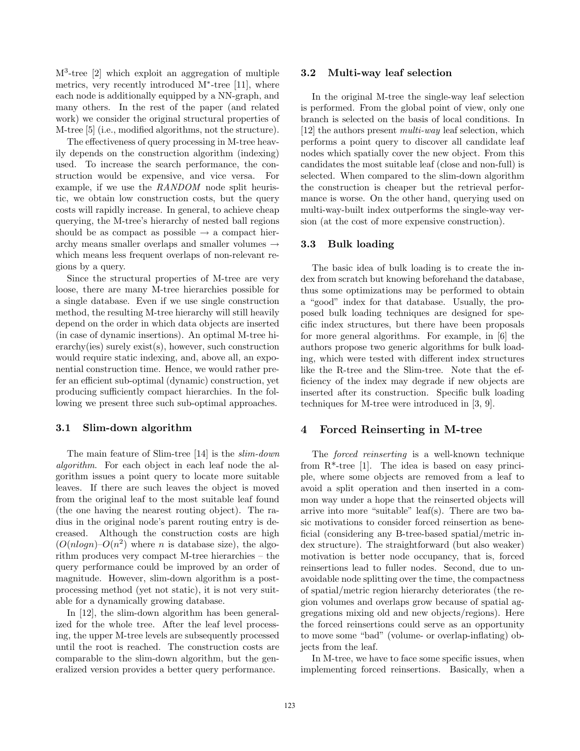$M^3$-tree [2] which exploit an aggregation of multiple metrics, very recently introduced $M^*$-tree [11], where each node is additionally equipped by a NN-graph, and many others. In the rest of the paper (and related work) we consider the original structural properties of M-tree [5] (i.e., modified algorithms, not the structure).

The effectiveness of query processing in M-tree heavily depends on the construction algorithm (indexing) used. To increase the search performance, the construction would be expensive, and vice versa. For example, if we use the *RANDOM* node split heuristic, we obtain low construction costs, but the query costs will rapidly increase. In general, to achieve cheap querying, the M-tree's hierarchy of nested ball regions should be as compact as possible → a compact hierarchy means smaller overlaps and smaller volumes → which means less frequent overlaps of non-relevant regions by a query.

Since the structural properties of M-tree are very loose, there are many M-tree hierarchies possible for a single database. Even if we use single construction method, the resulting M-tree hierarchy will still heavily depend on the order in which data objects are inserted (in case of dynamic insertions). An optimal M-tree hierarchy(ies) surely exist(s), however, such construction would require static indexing, and, above all, an exponential construction time. Hence, we would rather prefer an efficient sub-optimal (dynamic) construction, yet producing sufficiently compact hierarchies. In the following we present three such sub-optimal approaches.

### 3.1 Slim-down algorithm

The main feature of Slim-tree [14] is the *slim-down algorithm.* For each object in each leaf node the algorithm issues a point query to locate more suitable leaves. If there are such leaves the object is moved from the original leaf to the most suitable leaf found (the one having the nearest routing object). The radius in the original node's parent routing entry is decreased. Although the construction costs are high ($O(nlogn)$–$O(n^2)$ where $n$ is database size), the algorithm produces very compact M-tree hierarchies – the query performance could be improved by an order of magnitude. However, slim-down algorithm is a post-processing method (yet not static), it is not very suitable for a dynamically growing database.

In [12], the slim-down algorithm has been generalized for the whole tree. After the leaf level processing, the upper M-tree levels are subsequently processed until the root is reached. The construction costs are comparable to the slim-down algorithm, but the generalized version provides a better query performance.

### 3.2 Multi-way leaf selection

In the original M-tree the single-way leaf selection is performed. From the global point of view, only one branch is selected on the basis of local conditions. In [12] the authors present *multi-way* leaf selection, which performs a point query to discover all candidate leaf nodes which spatially cover the new object. From this candidates the most suitable leaf (close and non-full) is selected. When compared to the slim-down algorithm the construction is cheaper but the retrieval performance is worse. On the other hand, querying used on multi-way-built index outperforms the single-way version (at the cost of more expensive construction).

### 3.3 Bulk loading

The basic idea of bulk loading is to create the index from scratch but knowing beforehand the database, thus some optimizations may be performed to obtain a "good" index for that database. Usually, the proposed bulk loading techniques are designed for specific index structures, but there have been proposals for more general algorithms. For example, in [6] the authors propose two generic algorithms for bulk loading, which were tested with different index structures like the R-tree and the Slim-tree. Note that the efficiency of the index may degrade if new objects are inserted after its construction. Specific bulk loading techniques for M-tree were introduced in [3, 9].

## 4 Forced Reinserting in M-tree

The *forced reinserting* is a well-known technique from R*-tree [1]. The idea is based on easy principle, where some objects are removed from a leaf to avoid a split operation and then inserted in a common way under a hope that the reinserted objects will arrive into more "suitable" leaf(s). There are two basic motivations to consider forced reinsertion as beneficial (considering any B-tree-based spatial/metric index structure). The straightforward (but also weaker) motivation is better node occupancy, that is, forced reinsertions lead to fuller nodes. Second, due to unavoidable node splitting over the time, the compactness of spatial/metric region hierarchy deteriorates (the region volumes and overlaps grow because of spatial aggregations mixing old and new objects/regions). Here the forced reinsertions could serve as an opportunity to move some "bad" (volume- or overlap-inflating) objects from the leaf.

In M-tree, we have to face some specific issues, when implementing forced reinsertions. Basically, when a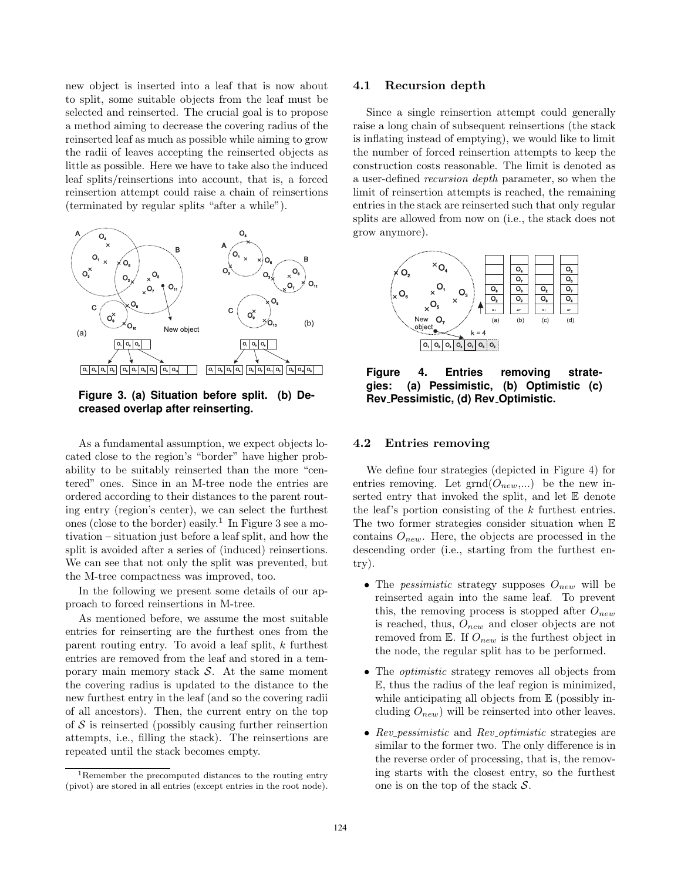new object is inserted into a leaf that is now about to split, some suitable objects from the leaf must be selected and reinserted. The crucial goal is to propose a method aiming to decrease the covering radius of the reinserted leaf as much as possible while aiming to grow the radii of leaves accepting the reinserted objects as little as possible. Here we have to take also the induced leaf splits/reinsertions into account, that is, a forced reinsertion attempt could raise a chain of reinsertions (terminated by regular splits "after a while").

**Figure 3. (a) Situation before split. (b) Decreased overlap after reinserting.**

As a fundamental assumption, we expect objects located close to the region's "border" have higher probability to be suitably reinserted than the more "centered" ones. Since in an M-tree node the entries are ordered according to their distances to the parent routing entry (region's center), we can select the furthest ones (close to the border) easily.[1] In Figure 3 see a motivation – situation just before a leaf split, and how the split is avoided after a series of (induced) reinsertions. We can see that not only the split was prevented, but the M-tree compactness was improved, too.

In the following we present some details of our approach to forced reinsertions in M-tree.

As mentioned before, we assume the most suitable entries for reinserting are the furthest ones from the parent routing entry. To avoid a leaf split, $k$ furthest entries are removed from the leaf and stored in a temporary main memory stack $\mathcal{S}$. At the same moment the covering radius is updated to the distance to the new furthest entry in the leaf (and so the covering radii of all ancestors). Then, the current entry on the top of $\mathcal{S}$ is reinserted (possibly causing further reinsertion attempts, i.e., filling the stack). The reinsertions are repeated until the stack becomes empty.

[1] Remember the precomputed distances to the routing entry (pivot) are stored in all entries (except entries in the root node).

### 4.1 Recursion depth

Since a single reinsertion attempt could generally raise a long chain of subsequent reinsertions (the stack is inflating instead of emptying), we would like to limit the number of forced reinsertion attempts to keep the construction costs reasonable. The limit is denoted as a user-defined *recursion depth* parameter, so when the limit of reinsertion attempts is reached, the remaining entries in the stack are reinserted such that only regular splits are allowed from now on (i.e., the stack does not grow anymore).

**Figure 4. Entries removing strategies: (a) Pessimistic, (b) Optimistic (c) Rev_Pessimistic, (d) Rev_Optimistic.**

### 4.2 Entries removing

We define four strategies (depicted in Figure 4) for entries removing. Let grnd($O_{new}$,...) be the new inserted entry that invoked the split, and let $\mathbb{E}$ denote the leaf's portion consisting of the $k$ furthest entries. The two former strategies consider situation when $\mathbb{E}$ contains $O_{new}$. Here, the objects are processed in the descending order (i.e., starting from the furthest entry).

- The *pessimistic* strategy supposes $O_{new}$ will be reinserted again into the same leaf. To prevent this, the removing process is stopped after $O_{new}$ is reached, thus, $O_{new}$ and closer objects are not removed from $\mathbb{E}$. If $O_{new}$ is the furthest object in the node, the regular split has to be performed.
- The *optimistic* strategy removes all objects from $\mathbb{E}$, thus the radius of the leaf region is minimized, while anticipating all objects from $\mathbb{E}$ (possibly including $O_{new}$) will be reinserted into other leaves.
- *Rev_pessimistic* and *Rev_optimistic* strategies are similar to the former two. The only difference is in the reverse order of processing, that is, the removing starts with the closest entry, so the furthest one is on the top of the stack $\mathcal{S}$.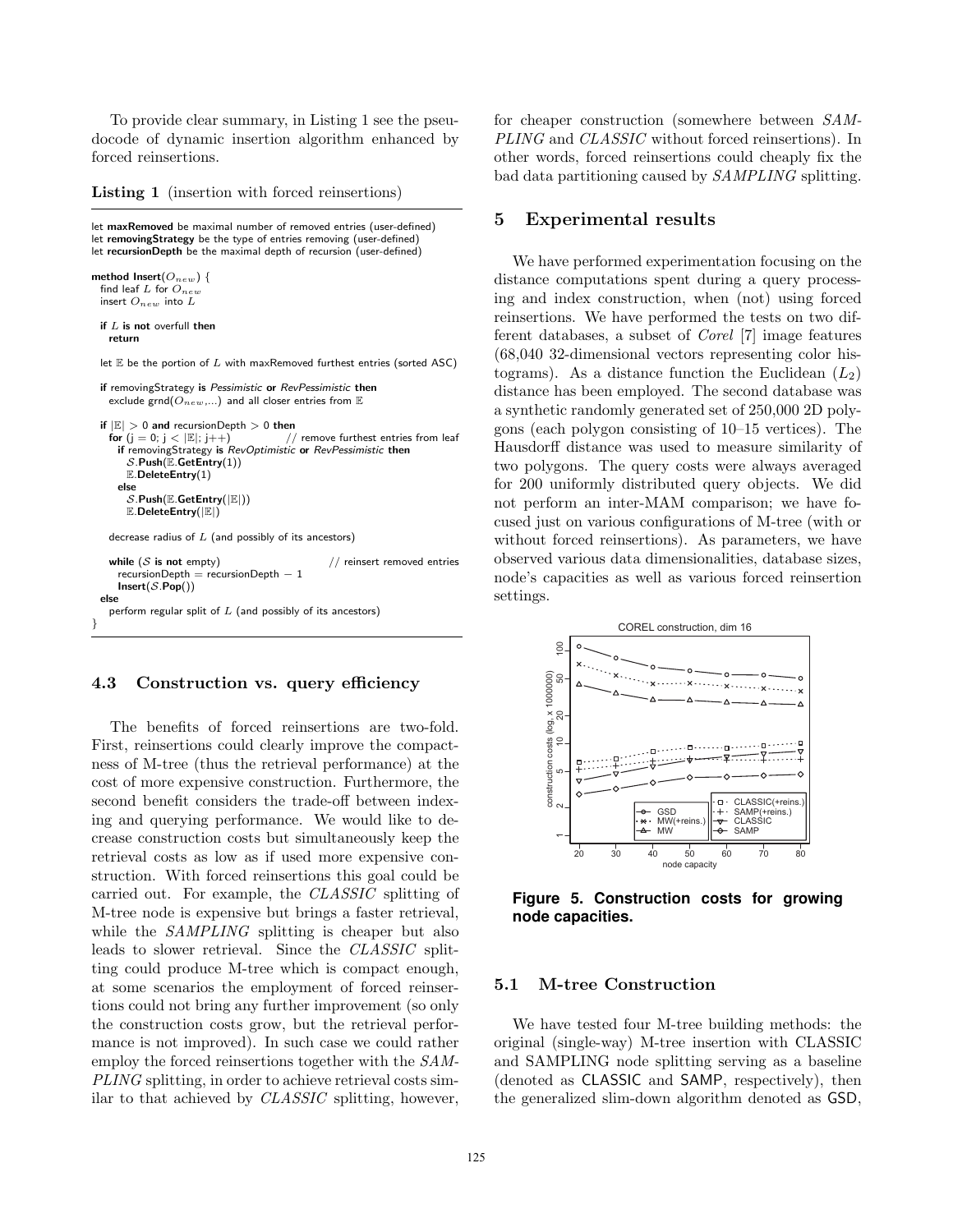To provide clear summary, in Listing 1 see the pseudocode of dynamic insertion algorithm enhanced by forced reinsertions.

**Listing 1** (insertion with forced reinsertions)

```
let maxRemoved be maximal number of removed entries (user-defined)
let removingStrategy be the type of entries removing (user-defined)
let recursionDepth be the maximal depth of recursion (user-defined)

method Insert(O_new) {
  find leaf L for O_new
  insert O_new into L

  if L is not overfull then
    return

  let E be the portion of L with maxRemoved furthest entries (sorted ASC)

  if removingStrategy is Pessimistic or RevPessimistic then
    exclude grnd(O_new,...) and all closer entries from E

  if |E| > 0 and recursionDepth > 0 then
    for (j = 0; j < |E|; j++)              // remove furthest entries from leaf
      if removingStrategy is RevOptimistic or RevPessimistic then
        S.Push(E.GetEntry(1))
        E.DeleteEntry(1)
      else
        S.Push(E.GetEntry(|E|))
        E.DeleteEntry(|E|)

    decrease radius of L (and possibly of its ancestors)

    while (S is not empty)                  // reinsert removed entries
      recursionDepth = recursionDepth − 1
      Insert(S.Pop())
  else
    perform regular split of L (and possibly of its ancestors)
}
```

### 4.3 Construction vs. query efficiency

The benefits of forced reinsertions are two-fold. First, reinsertions could clearly improve the compactness of M-tree (thus the retrieval performance) at the cost of more expensive construction. Furthermore, the second benefit considers the trade-off between indexing and querying performance. We would like to decrease construction costs but simultaneously keep the retrieval costs as low as if used more expensive construction. With forced reinsertions this goal could be carried out. For example, the *CLASSIC* splitting of M-tree node is expensive but brings a faster retrieval, while the *SAMPLING* splitting is cheaper but also leads to slower retrieval. Since the *CLASSIC* splitting could produce M-tree which is compact enough, at some scenarios the employment of forced reinsertions could not bring any further improvement (so only the construction costs grow, but the retrieval performance is not improved). In such case we could rather employ the forced reinsertions together with the *SAMPLING* splitting, in order to achieve retrieval costs similar to that achieved by *CLASSIC* splitting, however, for cheaper construction (somewhere between *SAMPLING* and *CLASSIC* without forced reinsertions). In other words, forced reinsertions could cheaply fix the bad data partitioning caused by *SAMPLING* splitting.

## 5 Experimental results

We have performed experimentation focusing on the distance computations spent during a query processing and index construction, when (not) using forced reinsertions. We have performed the tests on two different databases, a subset of *Corel* [7] image features (68,040 32-dimensional vectors representing color histograms). As a distance function the Euclidean ($L_2$) distance has been employed. The second database was a synthetic randomly generated set of 250,000 2D polygons (each polygon consisting of 10–15 vertices). The Hausdorff distance was used to measure similarity of two polygons. The query costs were always averaged for 200 uniformly distributed query objects. We did not perform an inter-MAM comparison; we have focused just on various configurations of M-tree (with or without forced reinsertions). As parameters, we have observed various data dimensionalities, database sizes, node's capacities as well as various forced reinsertion settings.

**Figure 5. Construction costs for growing node capacities.**

### 5.1 M-tree Construction

We have tested four M-tree building methods: the original (single-way) M-tree insertion with CLASSIC and SAMPLING node splitting serving as a baseline (denoted as CLASSIC and SAMP, respectively), then the generalized slim-down algorithm denoted as GSD,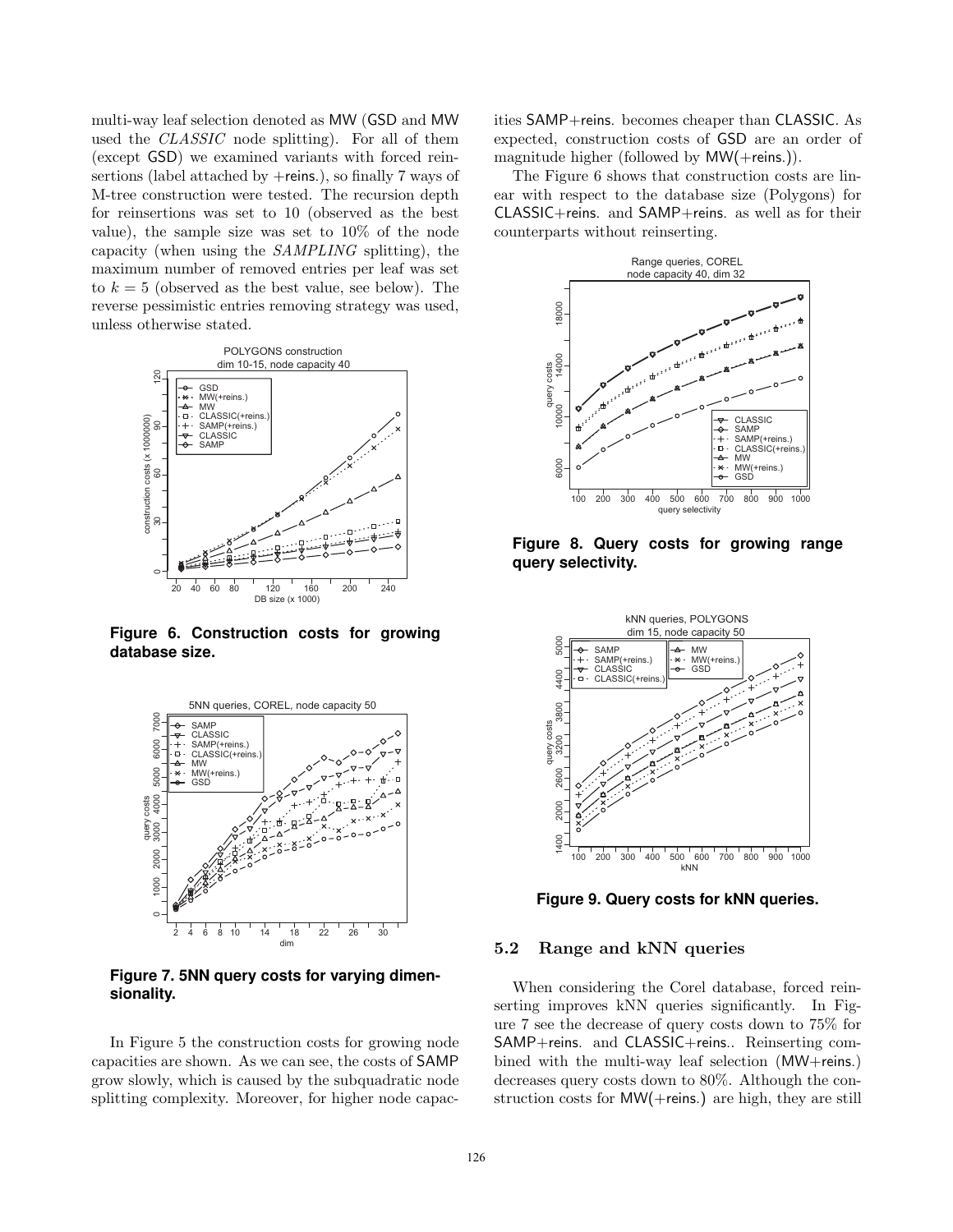multi-way leaf selection denoted as MW (GSD and MW used the *CLASSIC* node splitting). For all of them (except GSD) we examined variants with forced reinsertions (label attached by +reins.), so finally 7 ways of M-tree construction were tested. The recursion depth for reinsertions was set to 10 (observed as the best value), the sample size was set to 10% of the node capacity (when using the *SAMPLING* splitting), the maximum number of removed entries per leaf was set to $k = 5$ (observed as the best value, see below). The reverse pessimistic entries removing strategy was used, unless otherwise stated.

**Figure 6. Construction costs for growing database size.**

**Figure 7. 5NN query costs for varying dimensionality.**

In Figure 5 the construction costs for growing node capacities are shown. As we can see, the costs of SAMP grow slowly, which is caused by the subquadratic node splitting complexity. Moreover, for higher node capacities SAMP+reins. becomes cheaper than CLASSIC. As expected, construction costs of GSD are an order of magnitude higher (followed by MW(+reins.)).

The Figure 6 shows that construction costs are linear with respect to the database size (Polygons) for CLASSIC+reins. and SAMP+reins. as well as for their counterparts without reinserting.

**Figure 8. Query costs for growing range query selectivity.**

**Figure 9. Query costs for kNN queries.**

### 5.2 Range and kNN queries

When considering the Corel database, forced reinserting improves kNN queries significantly. In Figure 7 see the decrease of query costs down to 75% for SAMP+reins. and CLASSIC+reins.. Reinserting combined with the multi-way leaf selection (MW+reins.) decreases query costs down to 80%. Although the construction costs for MW(+reins.) are high, they are still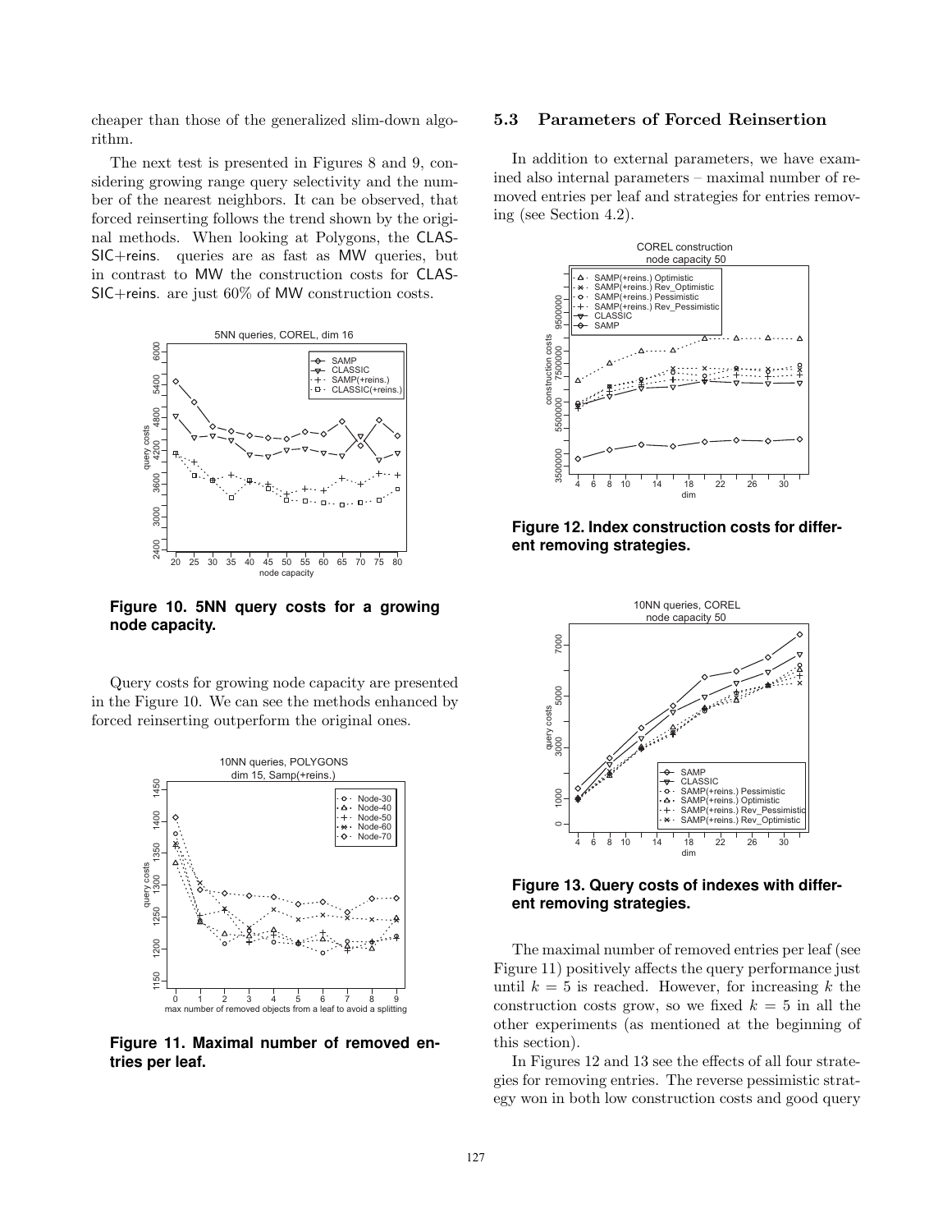cheaper than those of the generalized slim-down algorithm.

The next test is presented in Figures 8 and 9, considering growing range query selectivity and the number of the nearest neighbors. It can be observed, that forced reinserting follows the trend shown by the original methods. When looking at Polygons, the CLASSIC+reins. queries are as fast as MW queries, but in contrast to MW the construction costs for CLASSIC+reins. are just 60% of MW construction costs.

**Figure 10. 5NN query costs for a growing node capacity.**

Query costs for growing node capacity are presented in the Figure 10. We can see the methods enhanced by forced reinserting outperform the original ones.

**Figure 11. Maximal number of removed entries per leaf.**

## 5.3 Parameters of Forced Reinsertion

In addition to external parameters, we have examined also internal parameters – maximal number of removed entries per leaf and strategies for entries removing (see Section 4.2).

**Figure 12. Index construction costs for different removing strategies.**

**Figure 13. Query costs of indexes with different removing strategies.**

The maximal number of removed entries per leaf (see Figure 11) positively affects the query performance just until $k = 5$ is reached. However, for increasing $k$ the construction costs grow, so we fixed $k = 5$ in all the other experiments (as mentioned at the beginning of this section).

In Figures 12 and 13 see the effects of all four strategies for removing entries. The reverse pessimistic strategy won in both low construction costs and good query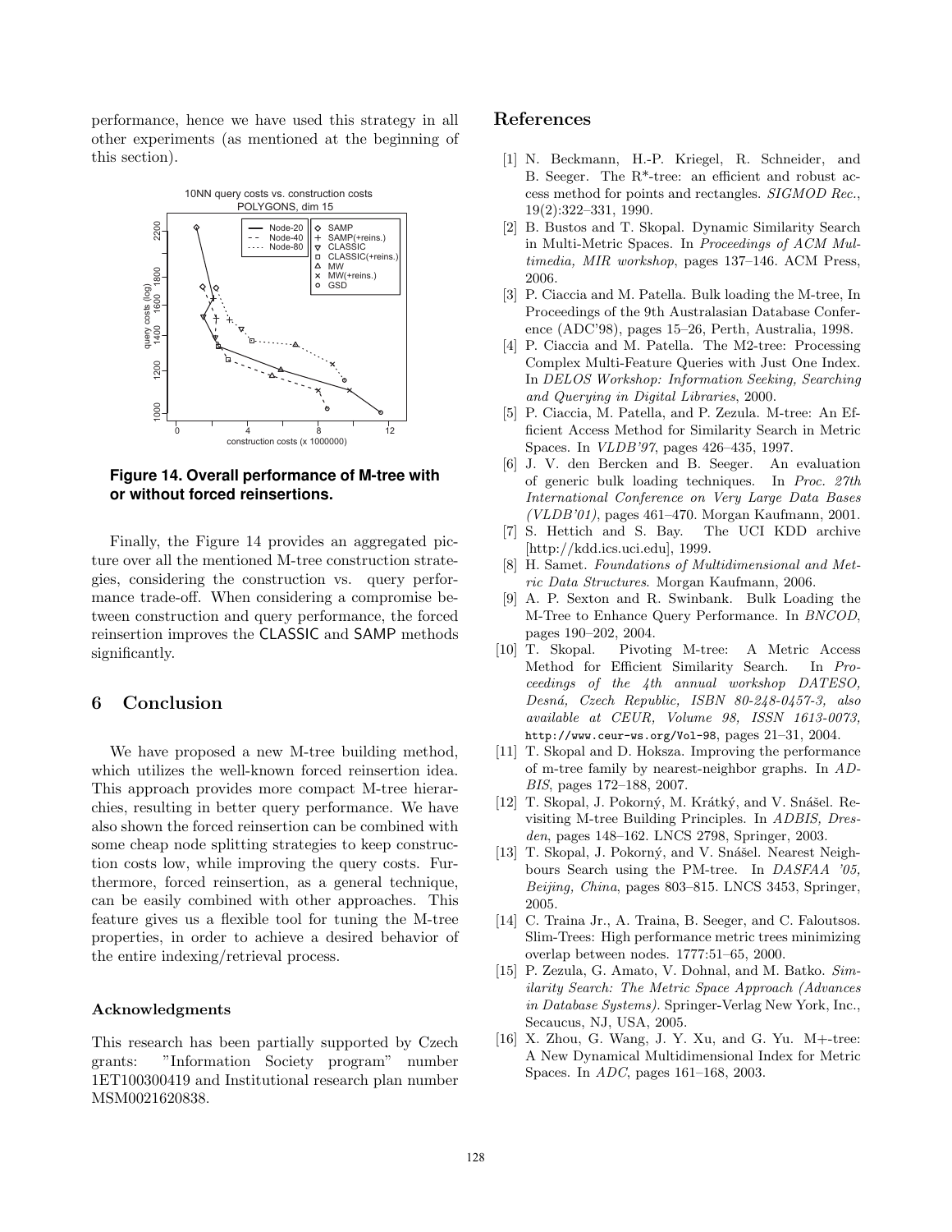performance, hence we have used this strategy in all other experiments (as mentioned at the beginning of this section).

10NN query costs vs. construction costs
POLYGONS, dim 15

Node-20
Node-40
Node-80

SAMP
SAMP(+reins.)
CLASSIC
CLASSIC(+reins.)
MW
MW(+reins.)
GSD

query costs (log)
1000
1200
1400
1600
1800
2200

construction costs (x 1000000)
0
4
8
12

**Figure 14. Overall performance of M-tree with or without forced reinsertions.**

Finally, the Figure 14 provides an aggregated picture over all the mentioned M-tree construction strategies, considering the construction vs. query performance trade-off. When considering a compromise between construction and query performance, the forced reinsertion improves the CLASSIC and SAMP methods significantly.

## 6 Conclusion

We have proposed a new M-tree building method, which utilizes the well-known forced reinsertion idea. This approach provides more compact M-tree hierarchies, resulting in better query performance. We have also shown the forced reinsertion can be combined with some cheap node splitting strategies to keep construction costs low, while improving the query costs. Furthermore, forced reinsertion, as a general technique, can be easily combined with other approaches. This feature gives us a flexible tool for tuning the M-tree properties, in order to achieve a desired behavior of the entire indexing/retrieval process.

### Acknowledgments

This research has been partially supported by Czech grants: "Information Society program" number 1ET100300419 and Institutional research plan number MSM0021620838.

## References

[1] N. Beckmann, H.-P. Kriegel, R. Schneider, and B. Seeger. The R*-tree: an efficient and robust access method for points and rectangles. *SIGMOD Rec.*, 19(2):322–331, 1990.

[2] B. Bustos and T. Skopal. Dynamic Similarity Search in Multi-Metric Spaces. In *Proceedings of ACM Multimedia, MIR workshop*, pages 137–146. ACM Press, 2006.

[3] P. Ciaccia and M. Patella. Bulk loading the M-tree, In Proceedings of the 9th Australasian Database Conference (ADC'98), pages 15–26, Perth, Australia, 1998.

[4] P. Ciaccia and M. Patella. The M2-tree: Processing Complex Multi-Feature Queries with Just One Index. In *DELOS Workshop: Information Seeking, Searching and Querying in Digital Libraries*, 2000.

[5] P. Ciaccia, M. Patella, and P. Zezula. M-tree: An Efficient Access Method for Similarity Search in Metric Spaces. In *VLDB'97*, pages 426–435, 1997.

[6] J. V. den Bercken and B. Seeger. An evaluation of generic bulk loading techniques. In *Proc. 27th International Conference on Very Large Data Bases (VLDB'01)*, pages 461–470. Morgan Kaufmann, 2001.

[7] S. Hettich and S. Bay. The UCI KDD archive [http://kdd.ics.uci.edu], 1999.

[8] H. Samet. *Foundations of Multidimensional and Metric Data Structures*. Morgan Kaufmann, 2006.

[9] A. P. Sexton and R. Swinbank. Bulk Loading the M-Tree to Enhance Query Performance. In *BNCOD*, pages 190–202, 2004.

[10] T. Skopal. Pivoting M-tree: A Metric Access Method for Efficient Similarity Search. In *Proceedings of the 4th annual workshop DATESO, Desná, Czech Republic, ISBN 80-248-0457-3, also available at CEUR, Volume 98, ISSN 1613-0073,* `http://www.ceur-ws.org/Vol-98`, pages 21–31, 2004.

[11] T. Skopal and D. Hoksza. Improving the performance of m-tree family by nearest-neighbor graphs. In *ADBIS*, pages 172–188, 2007.

[12] T. Skopal, J. Pokorný, M. Krátký, and V. Snášel. Revisiting M-tree Building Principles. In *ADBIS, Dresden*, pages 148–162. LNCS 2798, Springer, 2003.

[13] T. Skopal, J. Pokorný, and V. Snášel. Nearest Neighbours Search using the PM-tree. In *DASFAA '05, Beijing, China*, pages 803–815. LNCS 3453, Springer, 2005.

[14] C. Traina Jr., A. Traina, B. Seeger, and C. Faloutsos. Slim-Trees: High performance metric trees minimizing overlap between nodes. 1777:51–65, 2000.

[15] P. Zezula, G. Amato, V. Dohnal, and M. Batko. *Similarity Search: The Metric Space Approach (Advances in Database Systems)*. Springer-Verlag New York, Inc., Secaucus, NJ, USA, 2005.

[16] X. Zhou, G. Wang, J. Y. Xu, and G. Yu. M+-tree: A New Dynamical Multidimensional Index for Metric Spaces. In *ADC*, pages 161–168, 2003.